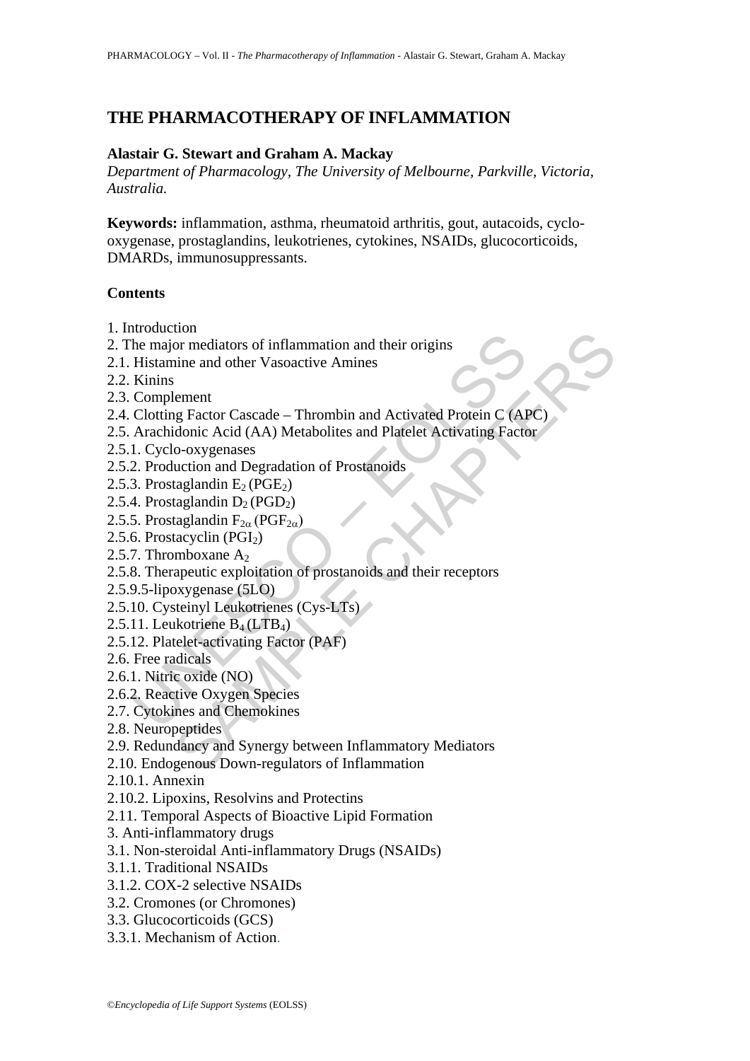# THE PHARMACOTHERAPY OF INFLAMMATION

**Alastair G. Stewart and Graham A. Mackay**

*Department of Pharmacology, The University of Melbourne, Parkville, Victoria, Australia.*

**Keywords:** inflammation, asthma, rheumatoid arthritis, gout, autacoids, cyclo-oxygenase, prostaglandins, leukotrienes, cytokines, NSAIDs, glucocorticoids, DMARDs, immunosuppressants.

**Contents**

1. Introduction
2. The major mediators of inflammation and their origins
2.1. Histamine and other Vasoactive Amines
2.2. Kinins
2.3. Complement
2.4. Clotting Factor Cascade – Thrombin and Activated Protein C (APC)
2.5. Arachidonic Acid (AA) Metabolites and Platelet Activating Factor
2.5.1. Cyclo-oxygenases
2.5.2. Production and Degradation of Prostanoids
2.5.3. Prostaglandin $E_2$ ($PGE_2$)
2.5.4. Prostaglandin $D_2$ ($PGD_2$)
2.5.5. Prostaglandin $F_{2\alpha}$ ($PGF_{2\alpha}$)
2.5.6. Prostacyclin ($PGI_2$)
2.5.7. Thromboxane $A_2$
2.5.8. Therapeutic exploitation of prostanoids and their receptors
2.5.9.5-lipoxygenase (5LO)
2.5.10. Cysteinyl Leukotrienes (Cys-LTs)
2.5.11. Leukotriene $B_4$ ($LTB_4$)
2.5.12. Platelet-activating Factor (PAF)
2.6. Free radicals
2.6.1. Nitric oxide (NO)
2.6.2. Reactive Oxygen Species
2.7. Cytokines and Chemokines
2.8. Neuropeptides
2.9. Redundancy and Synergy between Inflammatory Mediators
2.10. Endogenous Down-regulators of Inflammation
2.10.1. Annexin
2.10.2. Lipoxins, Resolvins and Protectins
2.11. Temporal Aspects of Bioactive Lipid Formation
3. Anti-inflammatory drugs
3.1. Non-steroidal Anti-inflammatory Drugs (NSAIDs)
3.1.1. Traditional NSAIDs
3.1.2. COX-2 selective NSAIDs
3.2. Cromones (or Chromones)
3.3. Glucocorticoids (GCS)
3.3.1. Mechanism of Action.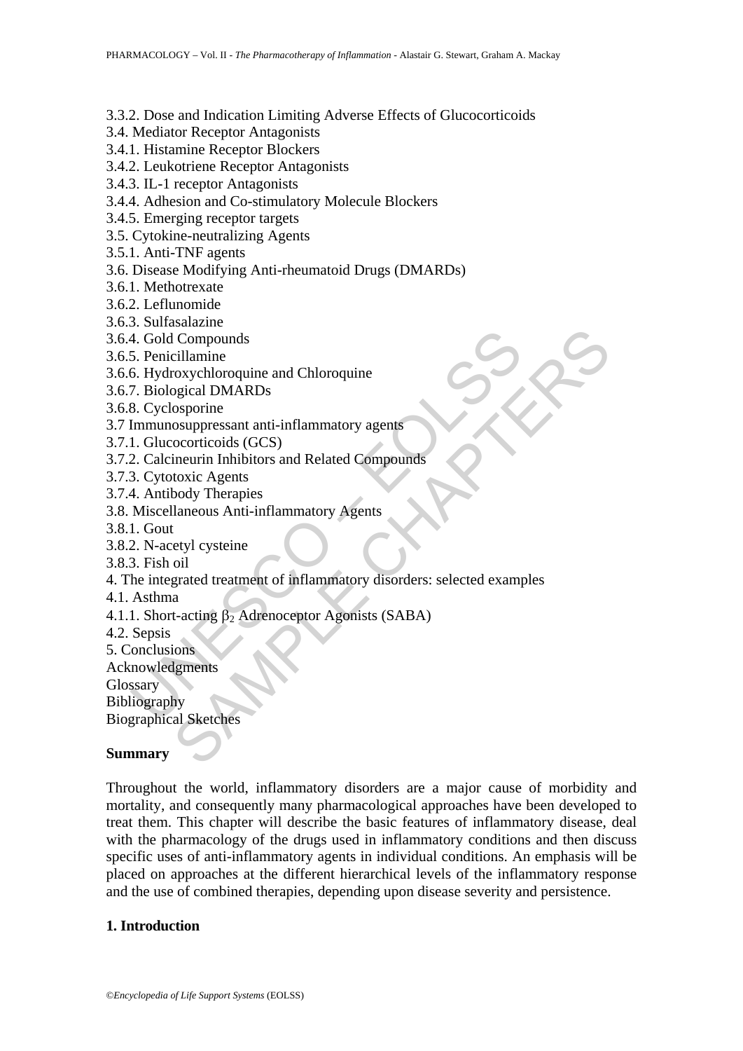3.3.2. Dose and Indication Limiting Adverse Effects of Glucocorticoids
3.4. Mediator Receptor Antagonists
3.4.1. Histamine Receptor Blockers
3.4.2. Leukotriene Receptor Antagonists
3.4.3. IL-1 receptor Antagonists
3.4.4. Adhesion and Co-stimulatory Molecule Blockers
3.4.5. Emerging receptor targets
3.5. Cytokine-neutralizing Agents
3.5.1. Anti-TNF agents
3.6. Disease Modifying Anti-rheumatoid Drugs (DMARDs)
3.6.1. Methotrexate
3.6.2. Leflunomide
3.6.3. Sulfasalazine
3.6.4. Gold Compounds
3.6.5. Penicillamine
3.6.6. Hydroxychloroquine and Chloroquine
3.6.7. Biological DMARDs
3.6.8. Cyclosporine
3.7 Immunosuppressant anti-inflammatory agents
3.7.1. Glucocorticoids (GCS)
3.7.2. Calcineurin Inhibitors and Related Compounds
3.7.3. Cytotoxic Agents
3.7.4. Antibody Therapies
3.8. Miscellaneous Anti-inflammatory Agents
3.8.1. Gout
3.8.2. N-acetyl cysteine
3.8.3. Fish oil
4. The integrated treatment of inflammatory disorders: selected examples
4.1. Asthma
4.1.1. Short-acting $\beta_2$ Adrenoceptor Agonists (SABA)
4.2. Sepsis
5. Conclusions
Acknowledgments
Glossary
Bibliography
Biographical Sketches

## Summary

Throughout the world, inflammatory disorders are a major cause of morbidity and mortality, and consequently many pharmacological approaches have been developed to treat them. This chapter will describe the basic features of inflammatory disease, deal with the pharmacology of the drugs used in inflammatory conditions and then discuss specific uses of anti-inflammatory agents in individual conditions. An emphasis will be placed on approaches at the different hierarchical levels of the inflammatory response and the use of combined therapies, depending upon disease severity and persistence.

## 1. Introduction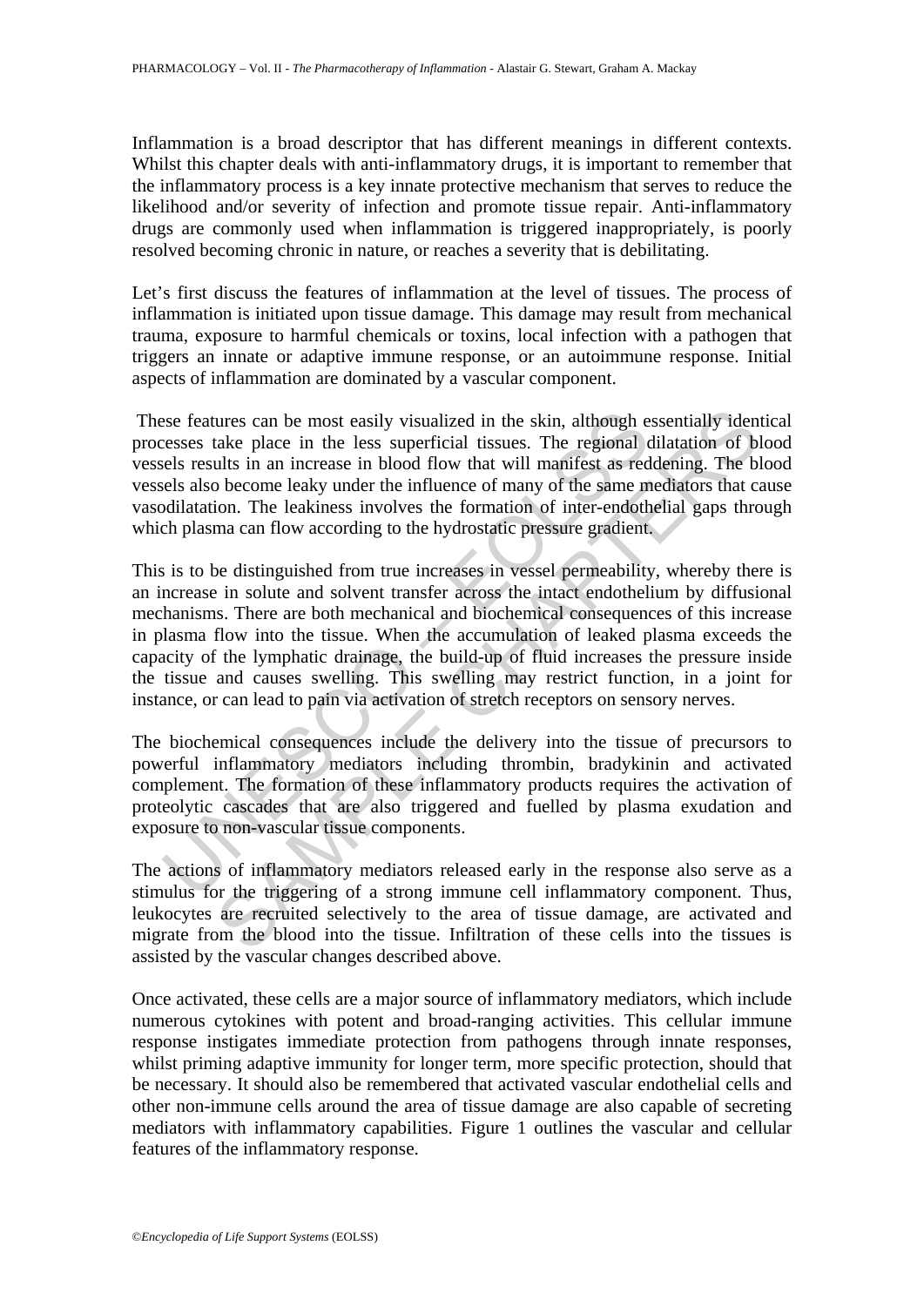Inflammation is a broad descriptor that has different meanings in different contexts. Whilst this chapter deals with anti-inflammatory drugs, it is important to remember that the inflammatory process is a key innate protective mechanism that serves to reduce the likelihood and/or severity of infection and promote tissue repair. Anti-inflammatory drugs are commonly used when inflammation is triggered inappropriately, is poorly resolved becoming chronic in nature, or reaches a severity that is debilitating.

Let's first discuss the features of inflammation at the level of tissues. The process of inflammation is initiated upon tissue damage. This damage may result from mechanical trauma, exposure to harmful chemicals or toxins, local infection with a pathogen that triggers an innate or adaptive immune response, or an autoimmune response. Initial aspects of inflammation are dominated by a vascular component.

These features can be most easily visualized in the skin, although essentially identical processes take place in the less superficial tissues. The regional dilatation of blood vessels results in an increase in blood flow that will manifest as reddening. The blood vessels also become leaky under the influence of many of the same mediators that cause vasodilatation. The leakiness involves the formation of inter-endothelial gaps through which plasma can flow according to the hydrostatic pressure gradient.

This is to be distinguished from true increases in vessel permeability, whereby there is an increase in solute and solvent transfer across the intact endothelium by diffusional mechanisms. There are both mechanical and biochemical consequences of this increase in plasma flow into the tissue. When the accumulation of leaked plasma exceeds the capacity of the lymphatic drainage, the build-up of fluid increases the pressure inside the tissue and causes swelling. This swelling may restrict function, in a joint for instance, or can lead to pain via activation of stretch receptors on sensory nerves.

The biochemical consequences include the delivery into the tissue of precursors to powerful inflammatory mediators including thrombin, bradykinin and activated complement. The formation of these inflammatory products requires the activation of proteolytic cascades that are also triggered and fuelled by plasma exudation and exposure to non-vascular tissue components.

The actions of inflammatory mediators released early in the response also serve as a stimulus for the triggering of a strong immune cell inflammatory component. Thus, leukocytes are recruited selectively to the area of tissue damage, are activated and migrate from the blood into the tissue. Infiltration of these cells into the tissues is assisted by the vascular changes described above.

Once activated, these cells are a major source of inflammatory mediators, which include numerous cytokines with potent and broad-ranging activities. This cellular immune response instigates immediate protection from pathogens through innate responses, whilst priming adaptive immunity for longer term, more specific protection, should that be necessary. It should also be remembered that activated vascular endothelial cells and other non-immune cells around the area of tissue damage are also capable of secreting mediators with inflammatory capabilities. Figure 1 outlines the vascular and cellular features of the inflammatory response.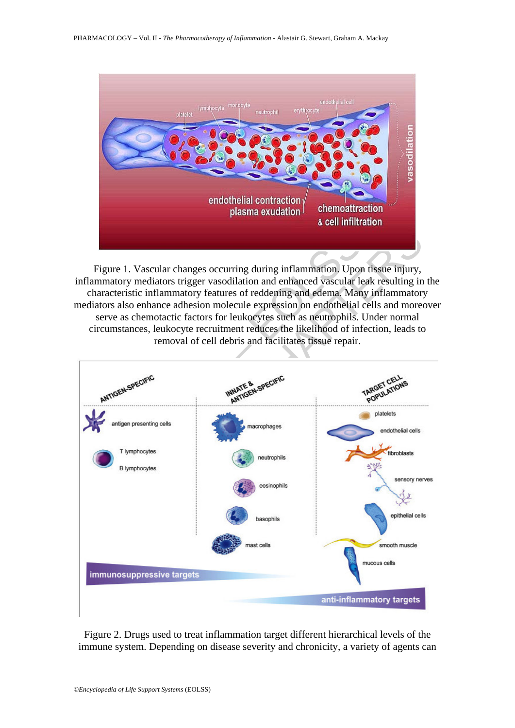Figure 1. Vascular changes occurring during inflammation. Upon tissue injury, inflammatory mediators trigger vasodilation and enhanced vascular leak resulting in the characteristic inflammatory features of reddening and edema. Many inflammatory mediators also enhance adhesion molecule expression on endothelial cells and moreover serve as chemotactic factors for leukocytes such as neutrophils. Under normal circumstances, leukocyte recruitment reduces the likelihood of infection, leads to removal of cell debris and facilitates tissue repair.

Figure 2. Drugs used to treat inflammation target different hierarchical levels of the immune system. Depending on disease severity and chronicity, a variety of agents can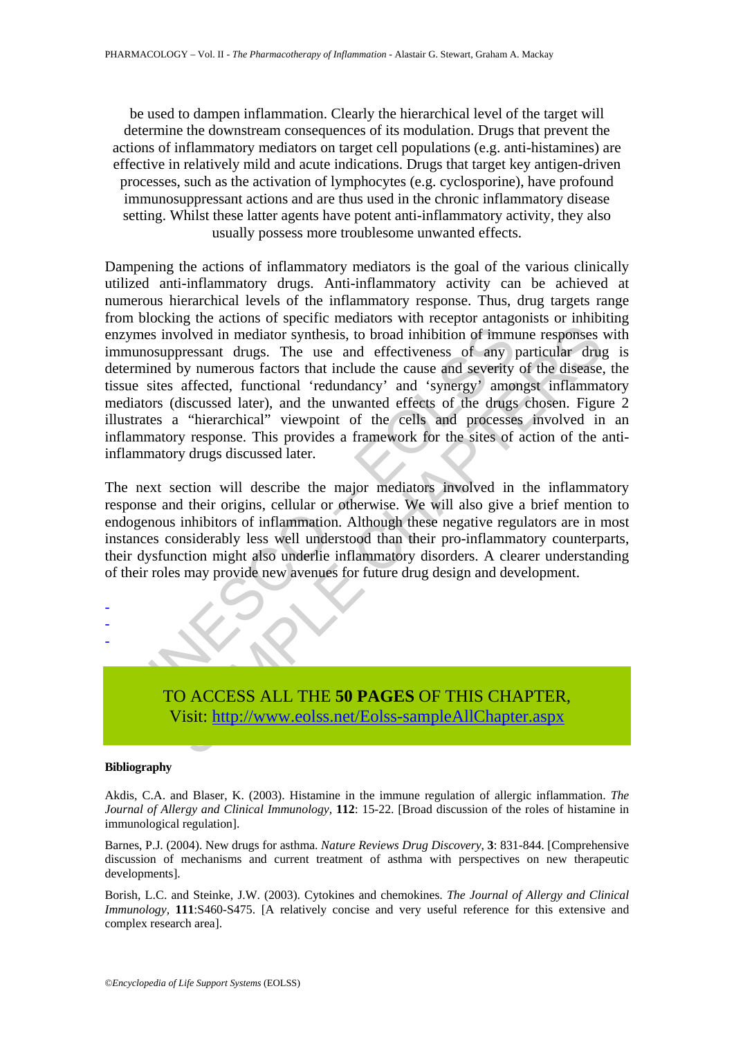be used to dampen inflammation. Clearly the hierarchical level of the target will determine the downstream consequences of its modulation. Drugs that prevent the actions of inflammatory mediators on target cell populations (e.g. anti-histamines) are effective in relatively mild and acute indications. Drugs that target key antigen-driven processes, such as the activation of lymphocytes (e.g. cyclosporine), have profound immunosuppressant actions and are thus used in the chronic inflammatory disease setting. Whilst these latter agents have potent anti-inflammatory activity, they also usually possess more troublesome unwanted effects.

Dampening the actions of inflammatory mediators is the goal of the various clinically utilized anti-inflammatory drugs. Anti-inflammatory activity can be achieved at numerous hierarchical levels of the inflammatory response. Thus, drug targets range from blocking the actions of specific mediators with receptor antagonists or inhibiting enzymes involved in mediator synthesis, to broad inhibition of immune responses with immunosuppressant drugs. The use and effectiveness of any particular drug is determined by numerous factors that include the cause and severity of the disease, the tissue sites affected, functional 'redundancy' and 'synergy' amongst inflammatory mediators (discussed later), and the unwanted effects of the drugs chosen. Figure 2 illustrates a "hierarchical" viewpoint of the cells and processes involved in an inflammatory response. This provides a framework for the sites of action of the anti-inflammatory drugs discussed later.

The next section will describe the major mediators involved in the inflammatory response and their origins, cellular or otherwise. We will also give a brief mention to endogenous inhibitors of inflammation. Although these negative regulators are in most instances considerably less well understood than their pro-inflammatory counterparts, their dysfunction might also underlie inflammatory disorders. A clearer understanding of their roles may provide new avenues for future drug design and development.

-
-
-

TO ACCESS ALL THE **50 PAGES** OF THIS CHAPTER,
Visit: http://www.eolss.net/Eolss-sampleAllChapter.aspx

#### Bibliography

Akdis, C.A. and Blaser, K. (2003). Histamine in the immune regulation of allergic inflammation. *The Journal of Allergy and Clinical Immunology*, **112**: 15-22. [Broad discussion of the roles of histamine in immunological regulation].

Barnes, P.J. (2004). New drugs for asthma. *Nature Reviews Drug Discovery*, **3**: 831-844. [Comprehensive discussion of mechanisms and current treatment of asthma with perspectives on new therapeutic developments].

Borish, L.C. and Steinke, J.W. (2003). Cytokines and chemokines. *The Journal of Allergy and Clinical Immunology*, **111**:S460-S475. [A relatively concise and very useful reference for this extensive and complex research area].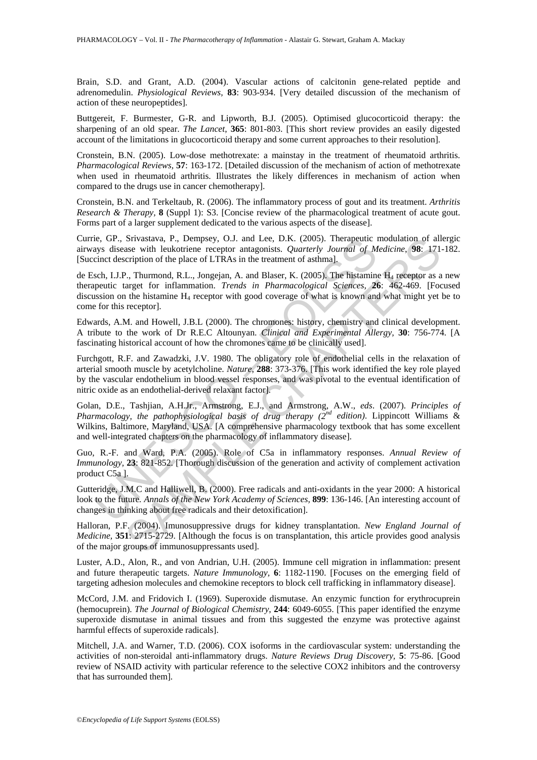Brain, S.D. and Grant, A.D. (2004). Vascular actions of calcitonin gene-related peptide and adrenomedulin. *Physiological Reviews*, **83**: 903-934. [Very detailed discussion of the mechanism of action of these neuropeptides].

Buttgereit, F. Burmester, G-R. and Lipworth, B.J. (2005). Optimised glucocorticoid therapy: the sharpening of an old spear. *The Lancet*, **365**: 801-803. [This short review provides an easily digested account of the limitations in glucocorticoid therapy and some current approaches to their resolution].

Cronstein, B.N. (2005). Low-dose methotrexate: a mainstay in the treatment of rheumatoid arthritis. *Pharmacological Reviews*, **57**: 163-172. [Detailed discussion of the mechanism of action of methotrexate when used in rheumatoid arthritis. Illustrates the likely differences in mechanism of action when compared to the drugs use in cancer chemotherapy].

Cronstein, B.N. and Terkeltaub, R. (2006). The inflammatory process of gout and its treatment. *Arthritis Research & Therapy*, **8** (Suppl 1): S3. [Concise review of the pharmacological treatment of acute gout. Forms part of a larger supplement dedicated to the various aspects of the disease].

Currie, GP., Srivastava, P., Dempsey, O.J. and Lee, D.K. (2005). Therapeutic modulation of allergic airways disease with leukotriene receptor antagonists. *Quarterly Journal of Medicine*, **98**: 171-182. [Succinct description of the place of LTRAs in the treatment of asthma].

de Esch, I.J.P., Thurmond, R.L., Jongejan, A. and Blaser, K. (2005). The histamine $H_4$ receptor as a new therapeutic target for inflammation. *Trends in Pharmacological Sciences*, **26**: 462-469. [Focused discussion on the histamine $H_4$ receptor with good coverage of what is known and what might yet be to come for this receptor].

Edwards, A.M. and Howell, J.B.L (2000). The chromones: history, chemistry and clinical development. A tribute to the work of Dr R.E.C Altounyan. *Clinical and Experimental Allergy*, **30**: 756-774. [A fascinating historical account of how the chromones came to be clinically used].

Furchgott, R.F. and Zawadzki, J.V. 1980. The obligatory role of endothelial cells in the relaxation of arterial smooth muscle by acetylcholine. *Nature*, **288**: 373-376. [This work identified the key role played by the vascular endothelium in blood vessel responses, and was pivotal to the eventual identification of nitric oxide as an endothelial-derived relaxant factor].

Golan, D.E., Tashjian, A.H.Jr., Armstrong, E.J., and Armstrong, A.W., *eds*. (2007). *Principles of Pharmacology, the pathophysiological basis of drug therapy ($2^{nd}$ edition)*. Lippincott Williams & Wilkins, Baltimore, Maryland, USA. [A comprehensive pharmacology textbook that has some excellent and well-integrated chapters on the pharmacology of inflammatory disease].

Guo, R.-F. and Ward, P.A. (2005). Role of C5a in inflammatory responses. *Annual Review of Immunology*, **23**: 821-852. [Thorough discussion of the generation and activity of complement activation product C5a ].

Gutteridge, J.M.C and Halliwell, B. (2000). Free radicals and anti-oxidants in the year 2000: A historical look to the future. *Annals of the New York Academy of Sciences*, **899**: 136-146. [An interesting account of changes in thinking about free radicals and their detoxification].

Halloran, P.F. (2004). Imunosuppressive drugs for kidney transplantation. *New England Journal of Medicine*, **351**: 2715-2729. [Although the focus is on transplantation, this article provides good analysis of the major groups of immunosuppressants used].

Luster, A.D., Alon, R., and von Andrian, U.H. (2005). Immune cell migration in inflammation: present and future therapeutic targets. *Nature Immunology*, **6**: 1182-1190. [Focuses on the emerging field of targeting adhesion molecules and chemokine receptors to block cell trafficking in inflammatory disease].

McCord, J.M. and Fridovich I. (1969). Superoxide dismutase. An enzymic function for erythrocuprein (hemocuprein). *The Journal of Biological Chemistry*, **244**: 6049-6055. [This paper identified the enzyme superoxide dismutase in animal tissues and from this suggested the enzyme was protective against harmful effects of superoxide radicals].

Mitchell, J.A. and Warner, T.D. (2006). COX isoforms in the cardiovascular system: understanding the activities of non-steroidal anti-inflammatory drugs. *Nature Reviews Drug Discovery*, **5**: 75-86. [Good review of NSAID activity with particular reference to the selective COX2 inhibitors and the controversy that has surrounded them].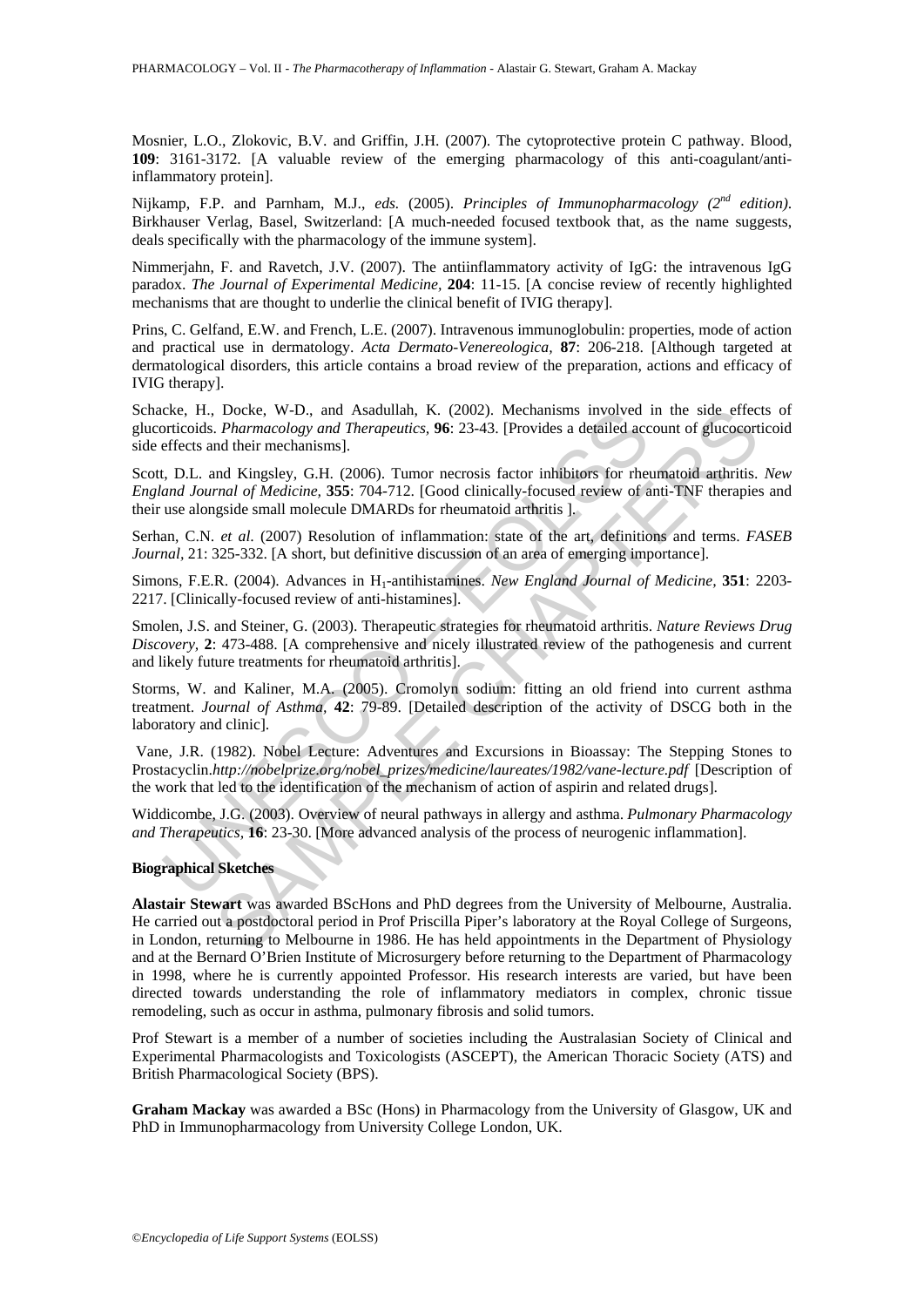Mosnier, L.O., Zlokovic, B.V. and Griffin, J.H. (2007). The cytoprotective protein C pathway. Blood, **109**: 3161-3172. [A valuable review of the emerging pharmacology of this anti-coagulant/anti-inflammatory protein].

Nijkamp, F.P. and Parnham, M.J., *eds.* (2005). *Principles of Immunopharmacology (2nd edition)*. Birkhauser Verlag, Basel, Switzerland: [A much-needed focused textbook that, as the name suggests, deals specifically with the pharmacology of the immune system].

Nimmerjahn, F. and Ravetch, J.V. (2007). The antiinflammatory activity of IgG: the intravenous IgG paradox. *The Journal of Experimental Medicine*, **204**: 11-15. [A concise review of recently highlighted mechanisms that are thought to underlie the clinical benefit of IVIG therapy].

Prins, C. Gelfand, E.W. and French, L.E. (2007). Intravenous immunoglobulin: properties, mode of action and practical use in dermatology. *Acta Dermato-Venereologica*, **87**: 206-218. [Although targeted at dermatological disorders, this article contains a broad review of the preparation, actions and efficacy of IVIG therapy].

Schacke, H., Docke, W-D., and Asadullah, K. (2002). Mechanisms involved in the side effects of glucorticoids. *Pharmacology and Therapeutics*, **96**: 23-43. [Provides a detailed account of glucocorticoid side effects and their mechanisms].

Scott, D.L. and Kingsley, G.H. (2006). Tumor necrosis factor inhibitors for rheumatoid arthritis. *New England Journal of Medicine*, **355**: 704-712. [Good clinically-focused review of anti-TNF therapies and their use alongside small molecule DMARDs for rheumatoid arthritis ].

Serhan, C.N. *et al.* (2007) Resolution of inflammation: state of the art, definitions and terms. *FASEB Journal*, 21: 325-332. [A short, but definitive discussion of an area of emerging importance].

Simons, F.E.R. (2004). Advances in $H_1$-antihistamines. *New England Journal of Medicine*, **351**: 2203-2217. [Clinically-focused review of anti-histamines].

Smolen, J.S. and Steiner, G. (2003). Therapeutic strategies for rheumatoid arthritis. *Nature Reviews Drug Discovery*, **2**: 473-488. [A comprehensive and nicely illustrated review of the pathogenesis and current and likely future treatments for rheumatoid arthritis].

Storms, W. and Kaliner, M.A. (2005). Cromolyn sodium: fitting an old friend into current asthma treatment. *Journal of Asthma*, **42**: 79-89. [Detailed description of the activity of DSCG both in the laboratory and clinic].

Vane, J.R. (1982). Nobel Lecture: Adventures and Excursions in Bioassay: The Stepping Stones to Prostacyclin.*http://nobelprize.org/nobel_prizes/medicine/laureates/1982/vane-lecture.pdf* [Description of the work that led to the identification of the mechanism of action of aspirin and related drugs].

Widdicombe, J.G. (2003). Overview of neural pathways in allergy and asthma. *Pulmonary Pharmacology and Therapeutics*, **16**: 23-30. [More advanced analysis of the process of neurogenic inflammation].

**Biographical Sketches**

**Alastair Stewart** was awarded BScHons and PhD degrees from the University of Melbourne, Australia. He carried out a postdoctoral period in Prof Priscilla Piper's laboratory at the Royal College of Surgeons, in London, returning to Melbourne in 1986. He has held appointments in the Department of Physiology and at the Bernard O'Brien Institute of Microsurgery before returning to the Department of Pharmacology in 1998, where he is currently appointed Professor. His research interests are varied, but have been directed towards understanding the role of inflammatory mediators in complex, chronic tissue remodeling, such as occur in asthma, pulmonary fibrosis and solid tumors.

Prof Stewart is a member of a number of societies including the Australasian Society of Clinical and Experimental Pharmacologists and Toxicologists (ASCEPT), the American Thoracic Society (ATS) and British Pharmacological Society (BPS).

**Graham Mackay** was awarded a BSc (Hons) in Pharmacology from the University of Glasgow, UK and PhD in Immunopharmacology from University College London, UK.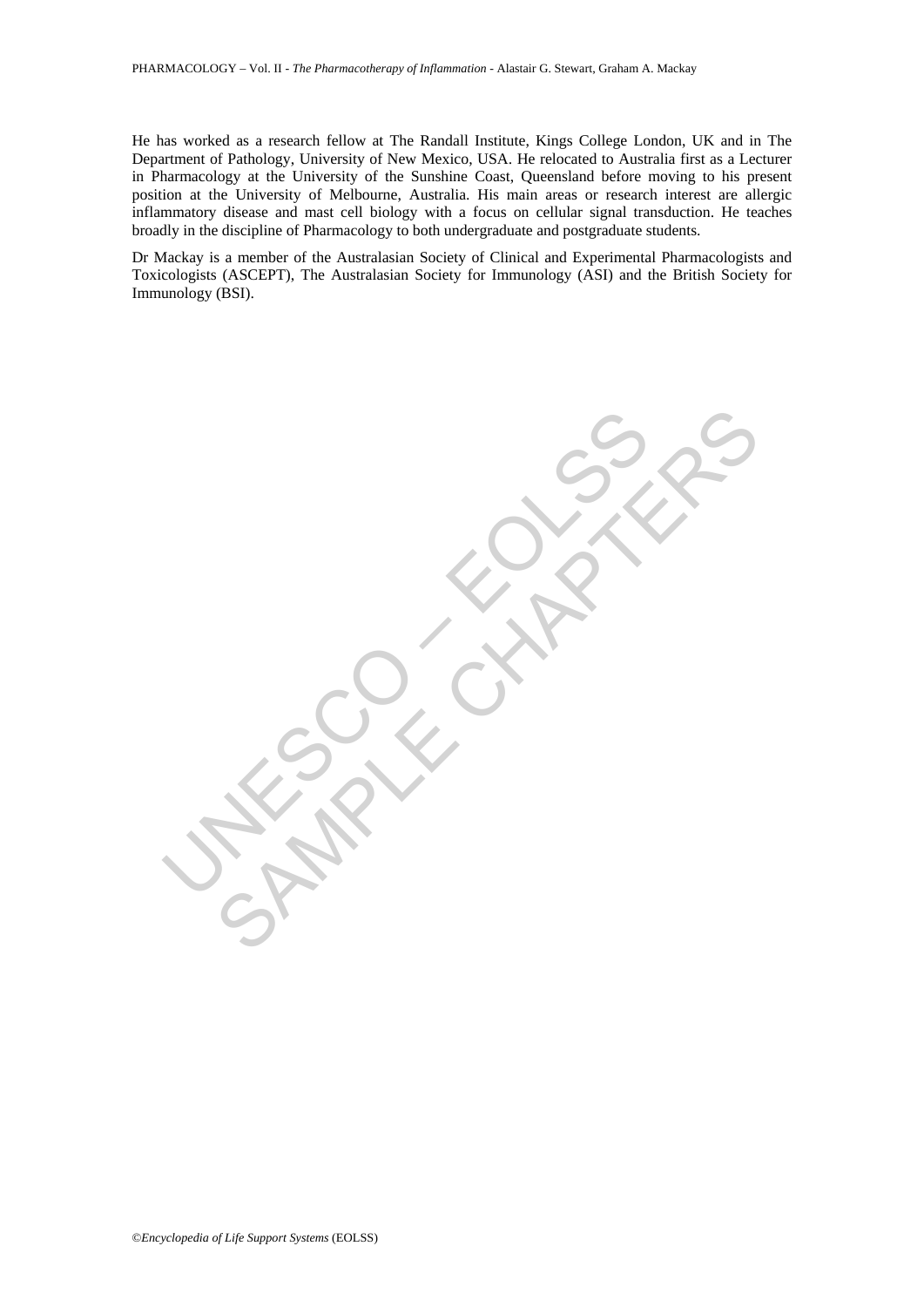He has worked as a research fellow at The Randall Institute, Kings College London, UK and in The Department of Pathology, University of New Mexico, USA. He relocated to Australia first as a Lecturer in Pharmacology at the University of the Sunshine Coast, Queensland before moving to his present position at the University of Melbourne, Australia. His main areas or research interest are allergic inflammatory disease and mast cell biology with a focus on cellular signal transduction. He teaches broadly in the discipline of Pharmacology to both undergraduate and postgraduate students.

Dr Mackay is a member of the Australasian Society of Clinical and Experimental Pharmacologists and Toxicologists (ASCEPT), The Australasian Society for Immunology (ASI) and the British Society for Immunology (BSI).